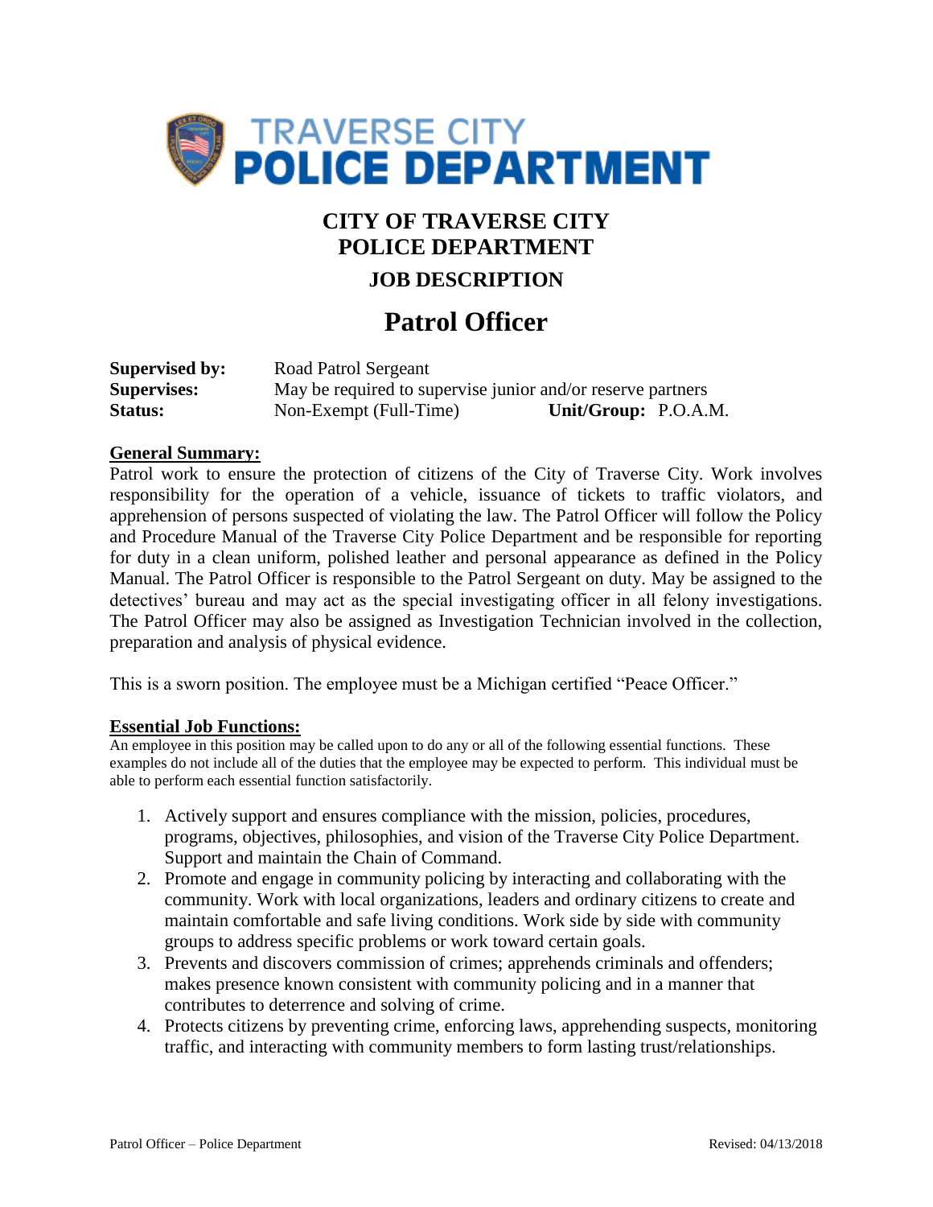TRAVERSE CITY POLICE DEPARTMENT

# CITY OF TRAVERSE CITY POLICE DEPARTMENT

## JOB DESCRIPTION

# Patrol Officer

**Supervised by:** Road Patrol Sergeant
**Supervises:** May be required to supervise junior and/or reserve partners
**Status:** Non-Exempt (Full-Time) **Unit/Group:** P.O.A.M.

**General Summary:**

Patrol work to ensure the protection of citizens of the City of Traverse City. Work involves responsibility for the operation of a vehicle, issuance of tickets to traffic violators, and apprehension of persons suspected of violating the law. The Patrol Officer will follow the Policy and Procedure Manual of the Traverse City Police Department and be responsible for reporting for duty in a clean uniform, polished leather and personal appearance as defined in the Policy Manual. The Patrol Officer is responsible to the Patrol Sergeant on duty. May be assigned to the detectives' bureau and may act as the special investigating officer in all felony investigations. The Patrol Officer may also be assigned as Investigation Technician involved in the collection, preparation and analysis of physical evidence.

This is a sworn position. The employee must be a Michigan certified "Peace Officer."

**Essential Job Functions:**

An employee in this position may be called upon to do any or all of the following essential functions. These examples do not include all of the duties that the employee may be expected to perform. This individual must be able to perform each essential function satisfactorily.

1. Actively support and ensures compliance with the mission, policies, procedures, programs, objectives, philosophies, and vision of the Traverse City Police Department. Support and maintain the Chain of Command.
2. Promote and engage in community policing by interacting and collaborating with the community. Work with local organizations, leaders and ordinary citizens to create and maintain comfortable and safe living conditions. Work side by side with community groups to address specific problems or work toward certain goals.
3. Prevents and discovers commission of crimes; apprehends criminals and offenders; makes presence known consistent with community policing and in a manner that contributes to deterrence and solving of crime.
4. Protects citizens by preventing crime, enforcing laws, apprehending suspects, monitoring traffic, and interacting with community members to form lasting trust/relationships.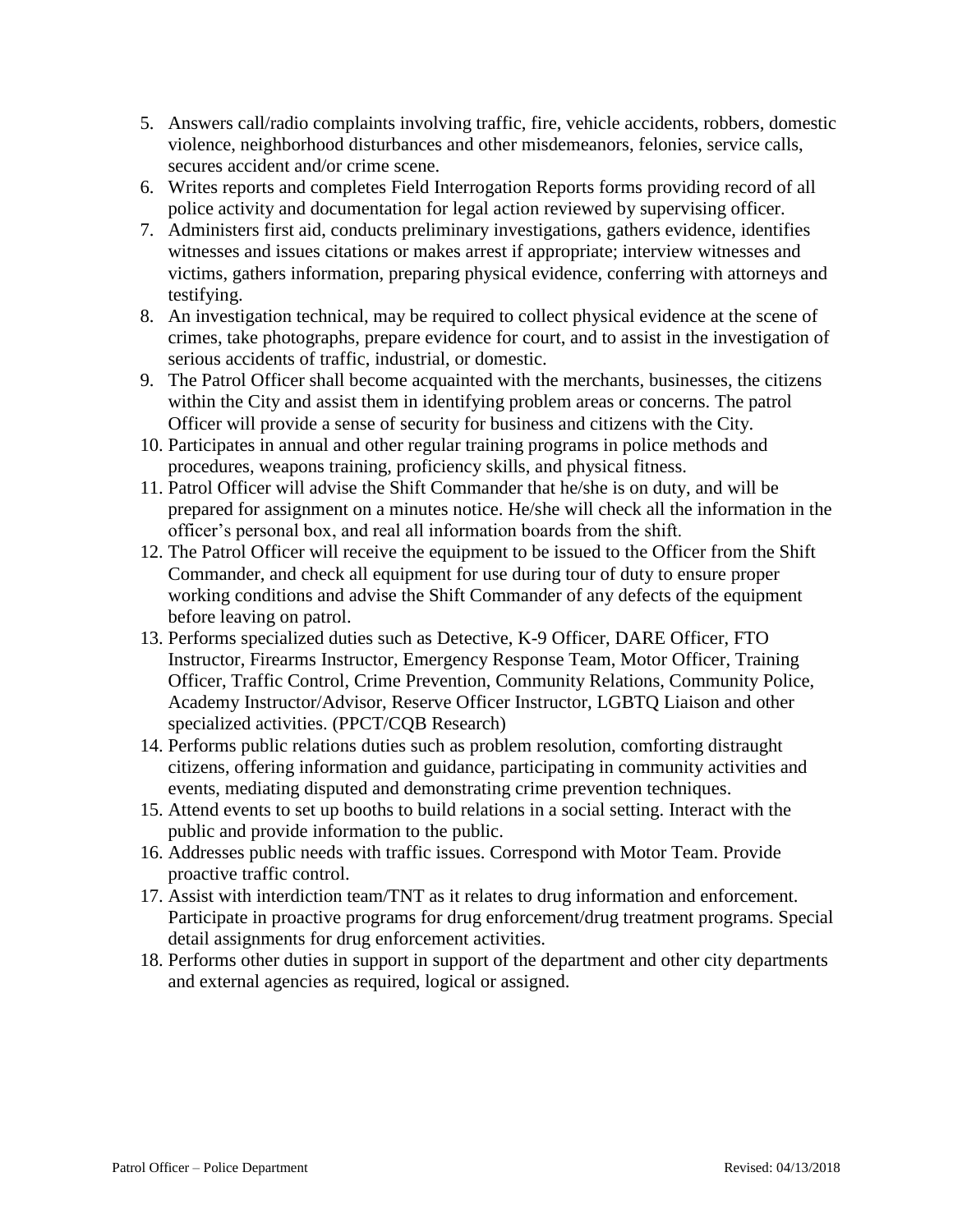5. Answers call/radio complaints involving traffic, fire, vehicle accidents, robbers, domestic violence, neighborhood disturbances and other misdemeanors, felonies, service calls, secures accident and/or crime scene.
6. Writes reports and completes Field Interrogation Reports forms providing record of all police activity and documentation for legal action reviewed by supervising officer.
7. Administers first aid, conducts preliminary investigations, gathers evidence, identifies witnesses and issues citations or makes arrest if appropriate; interview witnesses and victims, gathers information, preparing physical evidence, conferring with attorneys and testifying.
8. An investigation technical, may be required to collect physical evidence at the scene of crimes, take photographs, prepare evidence for court, and to assist in the investigation of serious accidents of traffic, industrial, or domestic.
9. The Patrol Officer shall become acquainted with the merchants, businesses, the citizens within the City and assist them in identifying problem areas or concerns. The patrol Officer will provide a sense of security for business and citizens with the City.
10. Participates in annual and other regular training programs in police methods and procedures, weapons training, proficiency skills, and physical fitness.
11. Patrol Officer will advise the Shift Commander that he/she is on duty, and will be prepared for assignment on a minutes notice. He/she will check all the information in the officer's personal box, and real all information boards from the shift.
12. The Patrol Officer will receive the equipment to be issued to the Officer from the Shift Commander, and check all equipment for use during tour of duty to ensure proper working conditions and advise the Shift Commander of any defects of the equipment before leaving on patrol.
13. Performs specialized duties such as Detective, K-9 Officer, DARE Officer, FTO Instructor, Firearms Instructor, Emergency Response Team, Motor Officer, Training Officer, Traffic Control, Crime Prevention, Community Relations, Community Police, Academy Instructor/Advisor, Reserve Officer Instructor, LGBTQ Liaison and other specialized activities. (PPCT/CQB Research)
14. Performs public relations duties such as problem resolution, comforting distraught citizens, offering information and guidance, participating in community activities and events, mediating disputed and demonstrating crime prevention techniques.
15. Attend events to set up booths to build relations in a social setting. Interact with the public and provide information to the public.
16. Addresses public needs with traffic issues. Correspond with Motor Team. Provide proactive traffic control.
17. Assist with interdiction team/TNT as it relates to drug information and enforcement. Participate in proactive programs for drug enforcement/drug treatment programs. Special detail assignments for drug enforcement activities.
18. Performs other duties in support in support of the department and other city departments and external agencies as required, logical or assigned.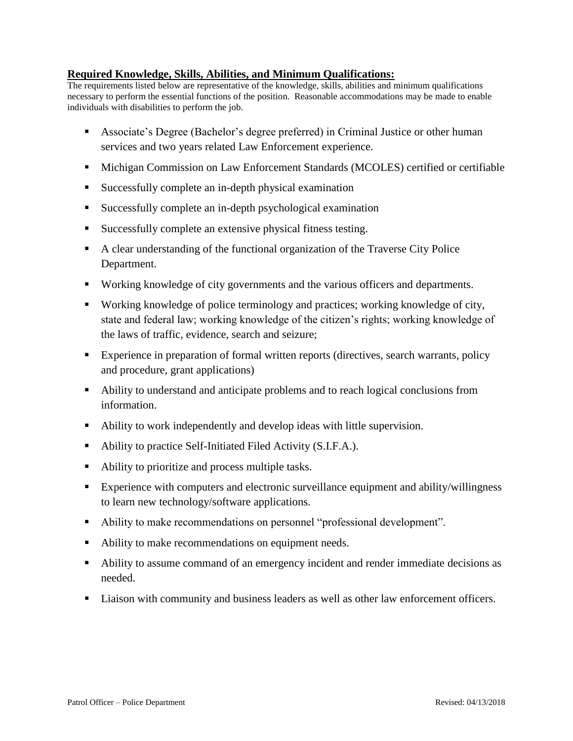## **Required Knowledge, Skills, Abilities, and Minimum Qualifications:**

The requirements listed below are representative of the knowledge, skills, abilities and minimum qualifications necessary to perform the essential functions of the position. Reasonable accommodations may be made to enable individuals with disabilities to perform the job.

- Associate's Degree (Bachelor's degree preferred) in Criminal Justice or other human services and two years related Law Enforcement experience.
- Michigan Commission on Law Enforcement Standards (MCOLES) certified or certifiable
- Successfully complete an in-depth physical examination
- Successfully complete an in-depth psychological examination
- Successfully complete an extensive physical fitness testing.
- A clear understanding of the functional organization of the Traverse City Police Department.
- Working knowledge of city governments and the various officers and departments.
- Working knowledge of police terminology and practices; working knowledge of city, state and federal law; working knowledge of the citizen's rights; working knowledge of the laws of traffic, evidence, search and seizure;
- Experience in preparation of formal written reports (directives, search warrants, policy and procedure, grant applications)
- Ability to understand and anticipate problems and to reach logical conclusions from information.
- Ability to work independently and develop ideas with little supervision.
- Ability to practice Self-Initiated Filed Activity (S.I.F.A.).
- Ability to prioritize and process multiple tasks.
- Experience with computers and electronic surveillance equipment and ability/willingness to learn new technology/software applications.
- Ability to make recommendations on personnel "professional development".
- Ability to make recommendations on equipment needs.
- Ability to assume command of an emergency incident and render immediate decisions as needed.
- Liaison with community and business leaders as well as other law enforcement officers.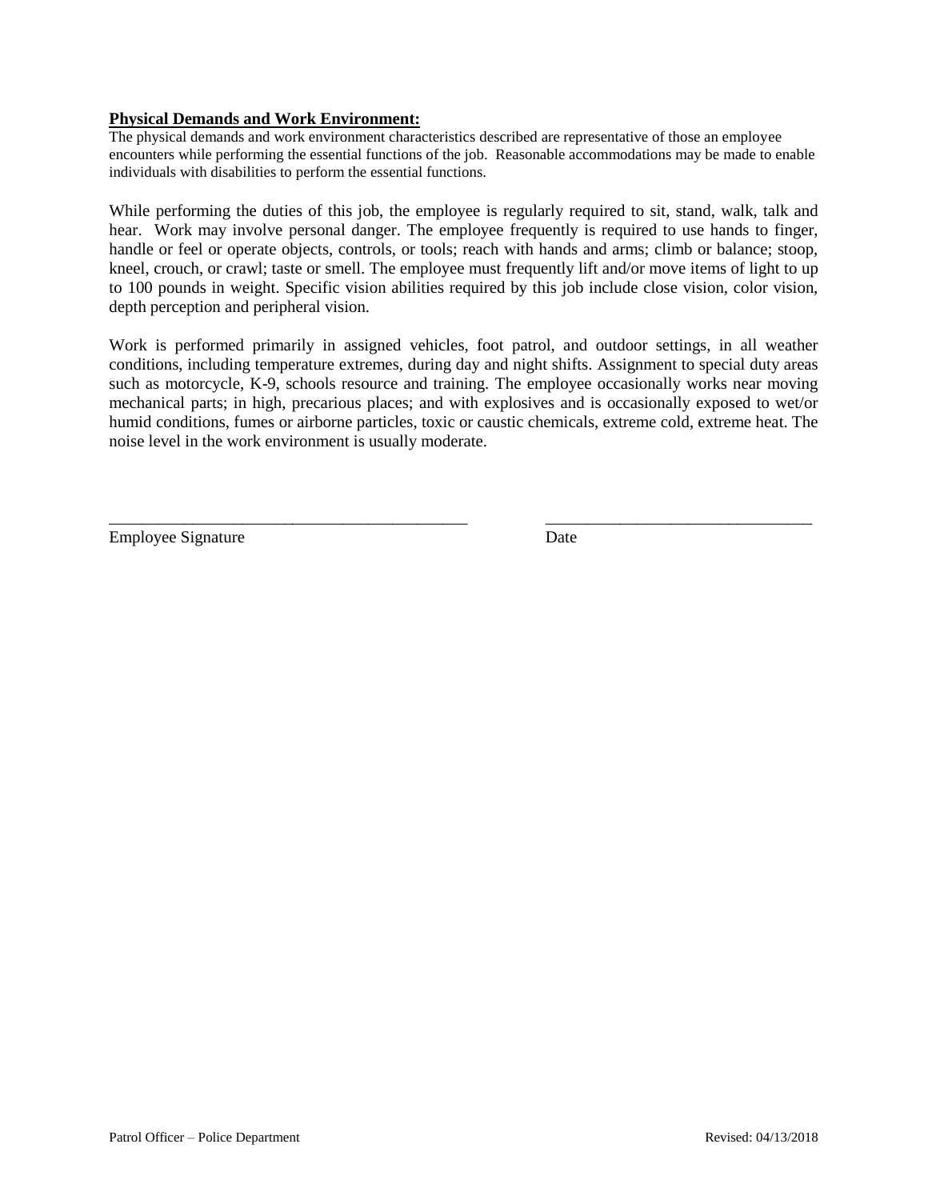**Physical Demands and Work Environment:**

The physical demands and work environment characteristics described are representative of those an employee encounters while performing the essential functions of the job. Reasonable accommodations may be made to enable individuals with disabilities to perform the essential functions.

While performing the duties of this job, the employee is regularly required to sit, stand, walk, talk and hear. Work may involve personal danger. The employee frequently is required to use hands to finger, handle or feel or operate objects, controls, or tools; reach with hands and arms; climb or balance; stoop, kneel, crouch, or crawl; taste or smell. The employee must frequently lift and/or move items of light to up to 100 pounds in weight. Specific vision abilities required by this job include close vision, color vision, depth perception and peripheral vision.

Work is performed primarily in assigned vehicles, foot patrol, and outdoor settings, in all weather conditions, including temperature extremes, during day and night shifts. Assignment to special duty areas such as motorcycle, K-9, schools resource and training. The employee occasionally works near moving mechanical parts; in high, precarious places; and with explosives and is occasionally exposed to wet/or humid conditions, fumes or airborne particles, toxic or caustic chemicals, extreme cold, extreme heat. The noise level in the work environment is usually moderate.

_____________________________________________ _________________________________

Employee Signature Date